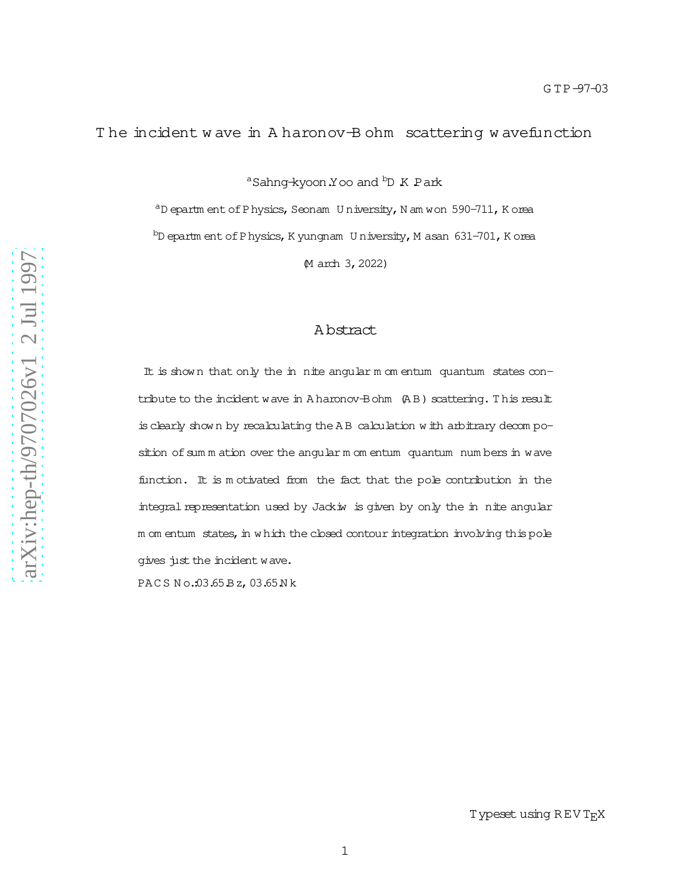GTP-97-03

# The incident wave in Aharonov-Bohm scattering wavefunction

[a]Sahng-kyoon Yoo and [b]D.K.Park

[a]Department of Physics, Seonam University, Namwon 590-711, Korea

[b]Department of Physics, Kyungnam University, Masan 631-701, Korea

(March 3, 2022)

## Abstract

It is shown that only the infinite angular momentum quantum states contribute to the incident wave in Aharonov-Bohm (AB) scattering. This result is clearly shown by recalculating the AB calculation with arbitrary decomposition of summation over the angular momentum quantum numbers in wave function. It is motivated from the fact that the pole contribution in the integral representation used by Jackiw is given by only the infinite angular momentum states, in which the closed contour integration involving this pole gives just the incident wave.

PACS No.:03.65.Bz, 03.65.Nk

Typeset using REVTEX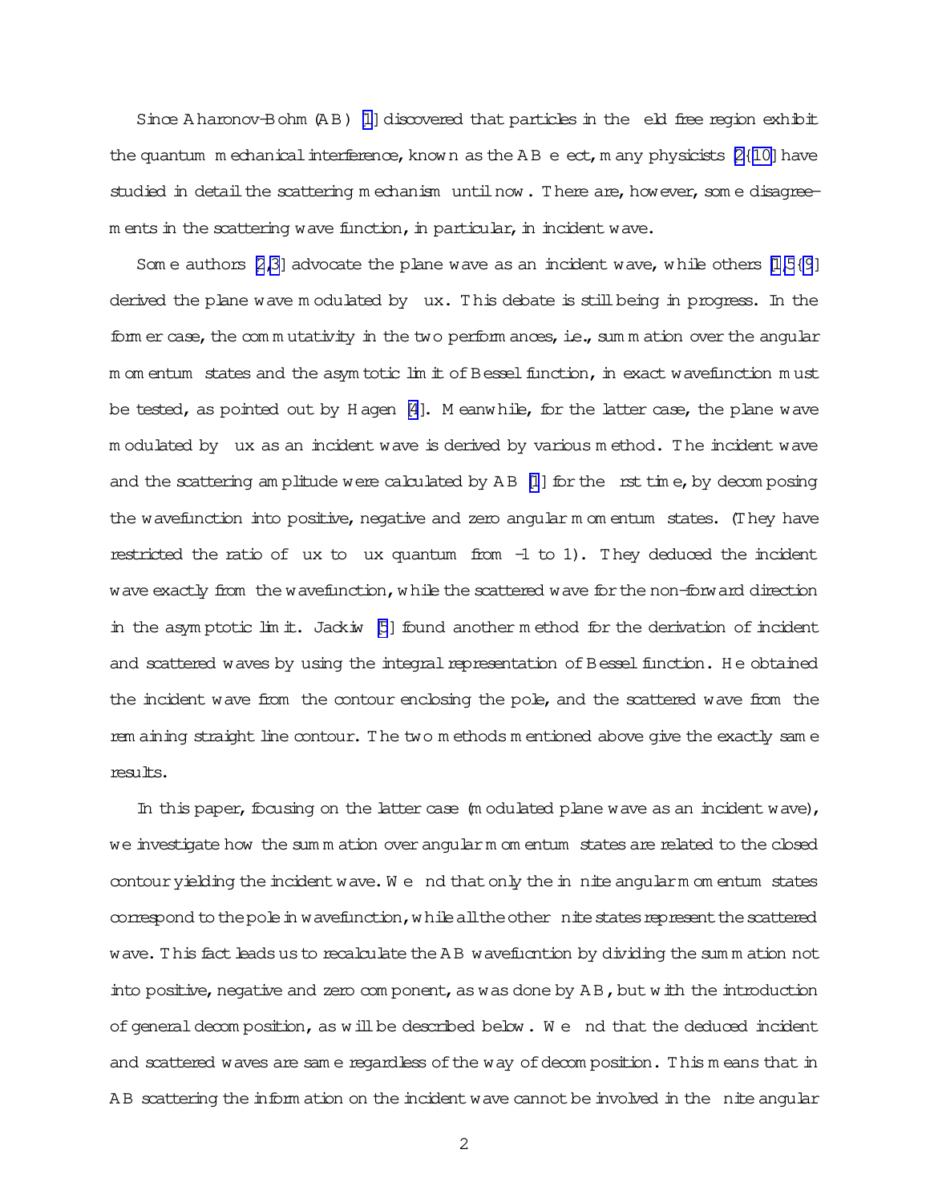Since Aharonov-Bohm (AB) [1] discovered that particles in the field free region exhibit the quantum mechanical interference, known as the AB effect, many physicists [2–10] have studied in detail the scattering mechanism until now. There are, however, some disagreements in the scattering wave function, in particular, in incident wave.

Some authors [2,3] advocate the plane wave as an incident wave, while others [1,5–9] derived the plane wave modulated by flux. This debate is still being in progress. In the former case, the commutativity in the two performances, i.e., summation over the angular momentum states and the asymptotic limit of Bessel function, in exact wavefunction must be tested, as pointed out by Hagen [4]. Meanwhile, for the latter case, the plane wave modulated by flux as an incident wave is derived by various method. The incident wave and the scattering amplitude were calculated by AB [1] for the first time, by decomposing the wavefunction into positive, negative and zero angular momentum states. (They have restricted the ratio of flux to flux quantum from -1 to 1). They deduced the incident wave exactly from the wavefunction, while the scattered wave for the non-forward direction in the asymptotic limit. Jackiw [5] found another method for the derivation of incident and scattered waves by using the integral representation of Bessel function. He obtained the incident wave from the contour enclosing the pole, and the scattered wave from the remaining straight line contour. The two methods mentioned above give the exactly same results.

In this paper, focusing on the latter case (modulated plane wave as an incident wave), we investigate how the summation over angular momentum states are related to the closed contour yielding the incident wave. We find that only the infinite angular momentum states correspond to the pole in wavefunction, while all the other finite states represent the scattered wave. This fact leads us to recalculate the AB wavefucntion by dividing the summation not into positive, negative and zero component, as was done by AB, but with the introduction of general decomposition, as will be described below. We find that the deduced incident and scattered waves are same regardless of the way of decomposition. This means that in AB scattering the information on the incident wave cannot be involved in the finite angular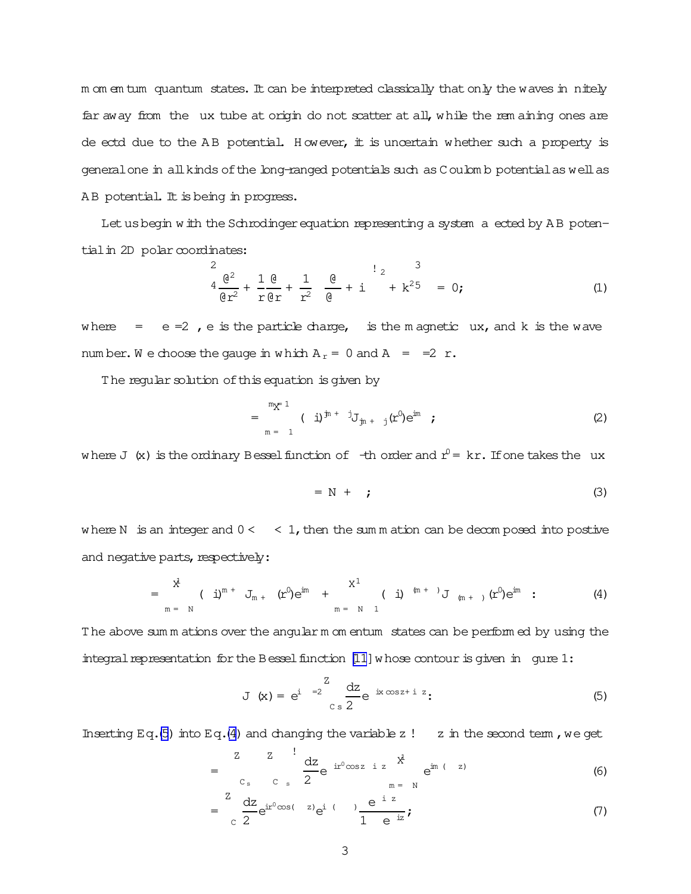momentum quantum states. It can be interpreted classically that only the waves infinitely far away from the flux tube at origin do not scatter at all, while the remaining ones are deflectd due to the AB potential. However, it is uncertain whether such a property is general one in all kinds of the long-ranged potentials such as Coulomb potential as well as AB potential. It is being in progress.

Let us begin with the Schrodinger equation representing a system affected by AB potential in 2D polar coordinates:

$$\left[\frac{\partial^2}{\partial r^2} + \frac{1}{r}\frac{\partial}{\partial r} + \frac{1}{r^2}\left(\frac{\partial}{\partial \theta} + i\alpha\right)^2 + k^2\right]\psi = 0, \tag{1}$$

where $\alpha = e\Phi/2\pi$, $e$ is the particle charge, $\Phi$ is the magnetic flux, and $k$ is the wave number. We choose the gauge in which $A_r = 0$ and $A_\theta = \Phi/2\pi r$.

The regular solution of this equation is given by

$$\psi = \sum_{m=-\infty}^{m=\infty} (-i)^{|m+\alpha|} J_{|m+\alpha|}(r')e^{im\theta}, \tag{2}$$

where $J_\nu(x)$ is the ordinary Bessel function of $\nu$-th order and $r' = kr$. If one takes the flux

$$\alpha = N + \delta, \tag{3}$$

where $N$ is an integer and $0 < \delta < 1$, then the summation can be decomposed into postive and negative parts, respectively:

$$\psi = \sum_{m=-N}^{\infty} (-i)^{m+\alpha} J_{m+\alpha}(r')e^{im\theta} + \sum_{m=-N-1}^{-\infty} (-i)^{-(m+\alpha)} J_{-(m+\alpha)}(r')e^{im\theta}. \tag{4}$$

The above summations over the angular momentum states can be performed by using the integral representation for the Bessel function [11] whose contour is given in figure 1:

$$J_\nu(x) = e^{i\nu\pi/2}\int_{C_s}\frac{dz}{2\pi}e^{-ix\cos z + i\nu z}. \tag{5}$$

Inserting Eq.(5) into Eq.(4) and changing the variable $z \to -z$ in the second term, we get

$$\psi = \left(\int_{C_s} - \int_{-C_s}\right)\frac{dz}{2\pi}e^{-ir'\cos z - i\alpha z}\sum_{m=-N}^{\infty} e^{im(\theta - z)} \tag{6}$$

$$= \int_{C}\frac{dz}{2\pi}e^{ir'\cos(\theta - z)}e^{i\alpha(\theta-\pi)}\frac{e^{-i\delta z}}{1 - e^{-iz}}, \tag{7}$$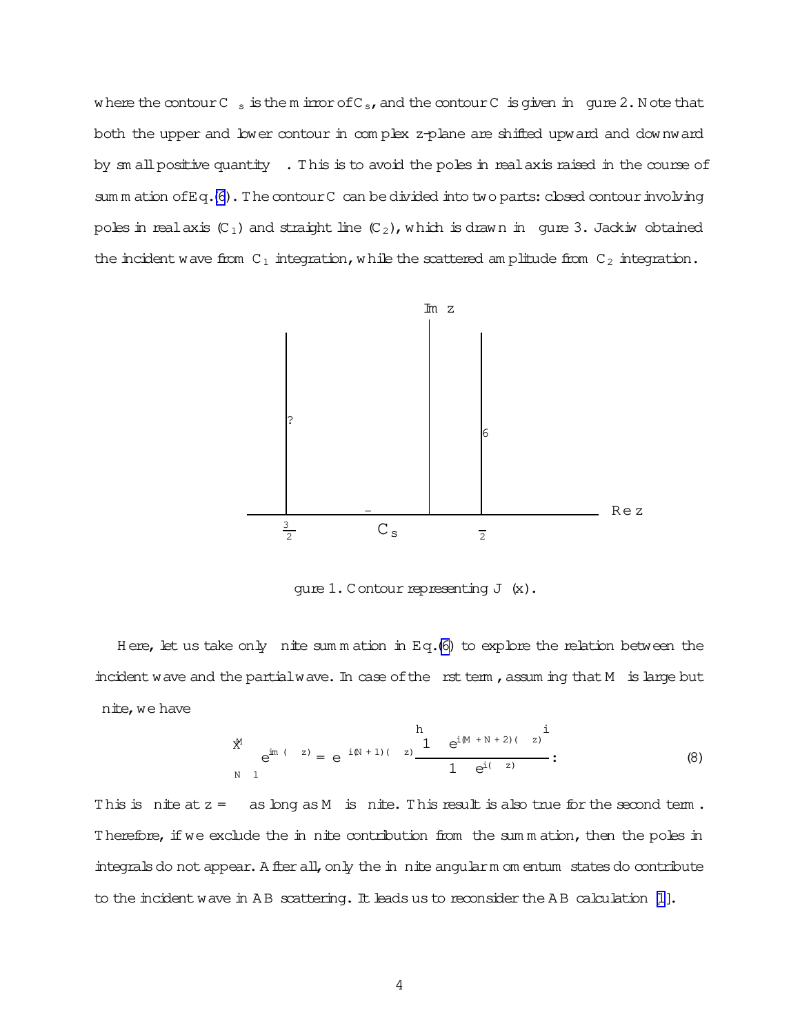where the contour $C_{-s}$ is the mirror of $C_s$, and the contour $C$ is given in figure 2. Note that both the upper and lower contour in complex z-plane are shifted upward and downward by small positive quantity $\epsilon$. This is to avoid the poles in real axis raised in the course of summation of Eq.(6). The contour $C$ can be divided into two parts: closed contour involving poles in real axis ($C_1$) and straight line ($C_2$), which is drawn in figure 3. Jackiw obtained the incident wave from $C_1$ integration, while the scattered amplitude from $C_2$ integration.

Figure 1. Contour representing $J_\nu(x)$.

Here, let us take only finite summation in Eq.(6) to explore the relation between the incident wave and the partial wave. In case of the first term, assuming that $M$ is large but finite, we have

$$\sum_{N+1}^{M} e^{im(\theta - z)} = e^{i(N+1)(\theta - z)} \frac{\left[1 - e^{i(M+N+2)(\theta - z)}\right]}{1 - e^{i(\theta - z)}}. \tag{8}$$

This is finite at $z = \theta$ as long as $M$ is finite. This result is also true for the second term. Therefore, if we exclude the infinite contribution from the summation, then the poles in integrals do not appear. After all, only the infinite angular momentum states do contribute to the incident wave in AB scattering. It leads us to reconsider the AB calculation [1].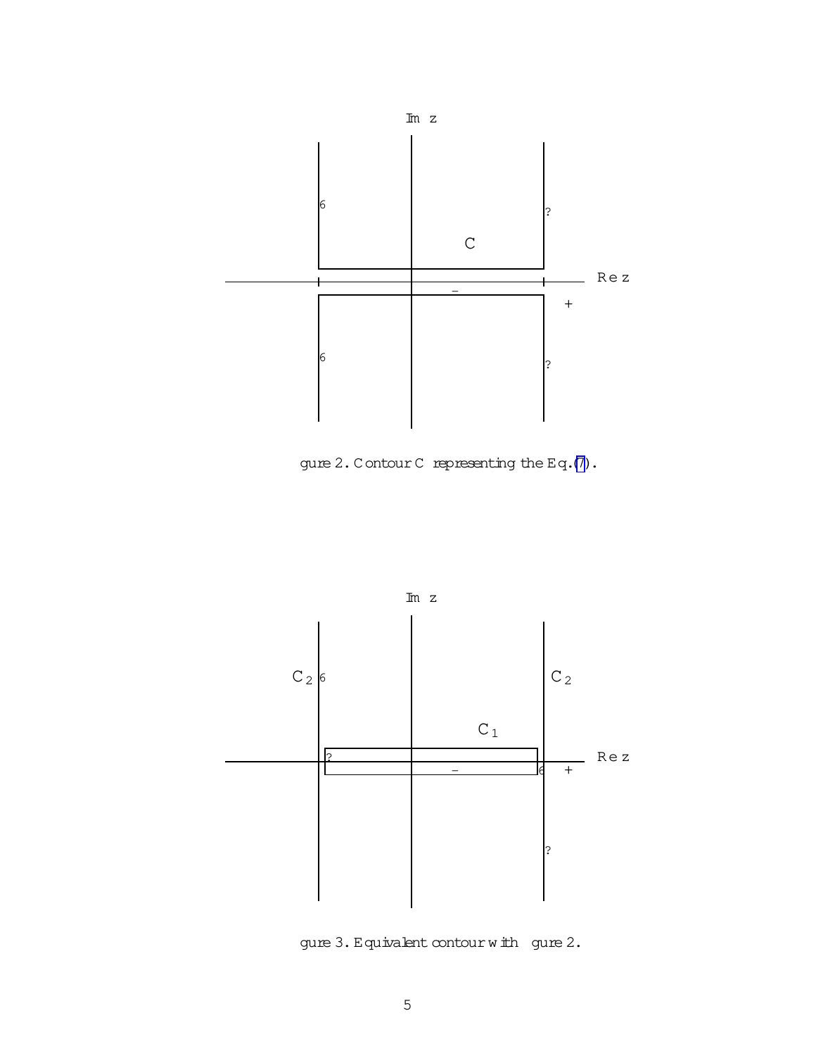gure 2. Contour C representing the Eq.(7).

gure 3. Equivalent contour with gure 2.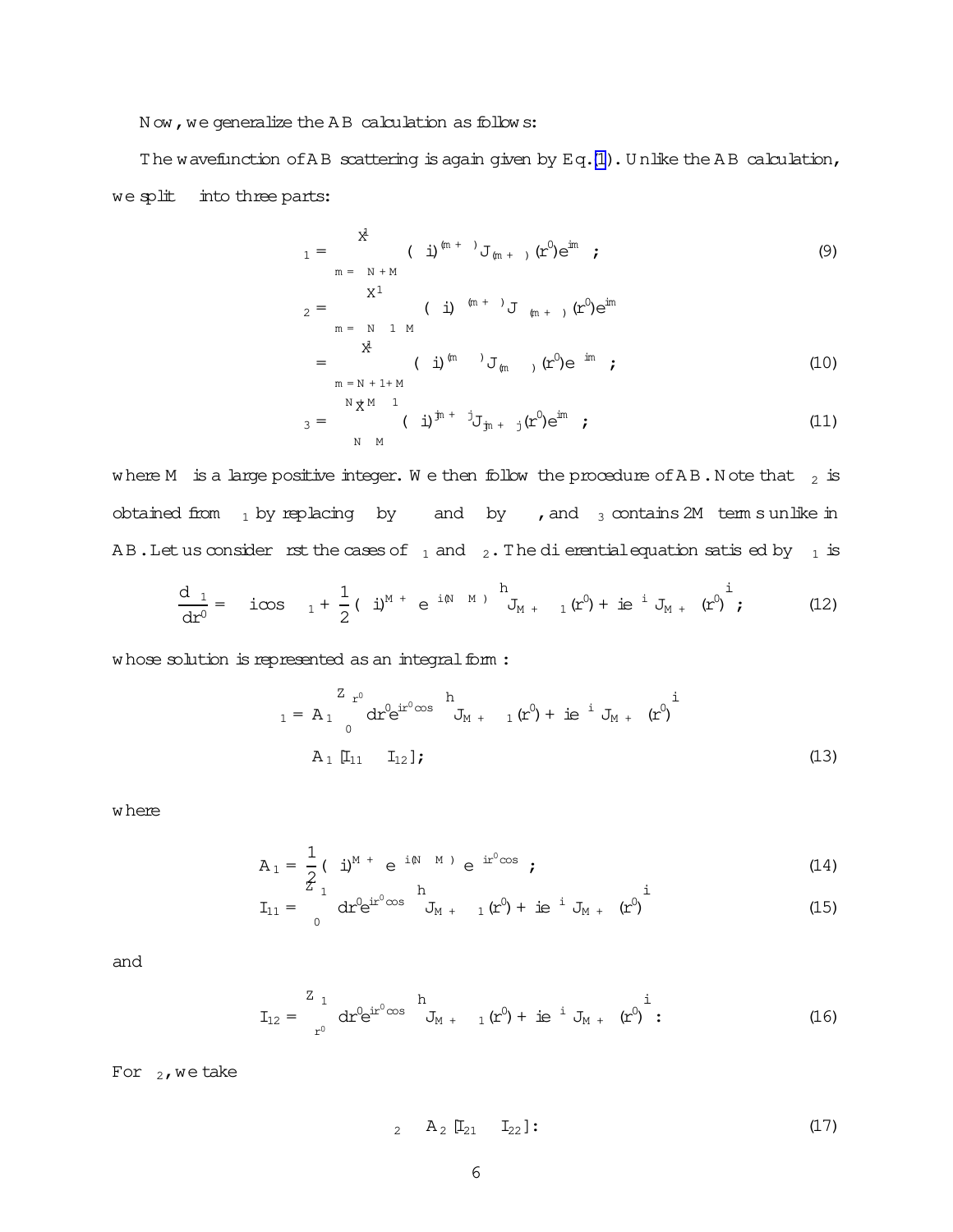Now, we generalize the AB calculation as follows:

The wavefunction of AB scattering is again given by Eq. (1). Unlike the AB calculation, we split $\psi$ into three parts:

$$\psi_1 = \sum_{m=-N+M}^{\infty} (-i)^{(m+\alpha)} J_{(m+\alpha)}(r')e^{im\theta}\,; \tag{9}$$

$$\psi_2 = \sum_{m=-\infty}^{-N-1-M} (-i)^{-(m+\alpha)} J_{-(m+\alpha)}(r')e^{im\theta}$$

$$= \sum_{m=N+1+M}^{\infty} (-i)^{(m-\alpha)} J_{(m-\alpha)}(r')e^{-im\theta}\,; \tag{10}$$

$$\psi_3 = \sum_{-N-M}^{-N+M-1} (-i)^{|m+\alpha|} J_{|m+\alpha|}(r')e^{im\theta}\,; \tag{11}$$

where $M$ is a large positive integer. We then follow the procedure of AB. Note that $\psi_2$ is obtained from $\psi_1$ by replacing $\alpha$ by $-\alpha$ and $\theta$ by $-\theta$, and $\psi_3$ contains $2M$ terms unlike in AB. Let us consider first the cases of $\psi_1$ and $\psi_2$. The differential equation satisfied by $\psi_1$ is

$$\frac{d\psi_1}{dr'} = -i\cos\theta\,\psi_1 + \frac{1}{2}(-i)^{M+\beta} e^{-i(N-M)\theta}\left[J_{M+\beta-1}(r') + ie^{-i\theta} J_{M+\beta}(r')\right]; \tag{12}$$

whose solution is represented as an integral form:

$$\psi_1 = A_1 \int_0^{r'} dr' e^{ir'\cos\theta}\left[J_{M+\beta-1}(r') + ie^{-i\theta} J_{M+\beta}(r')\right]$$

$$\equiv A_1 [I_{11} - I_{12}]; \tag{13}$$

where

$$A_1 = \frac{1}{2}(-i)^{M+\beta} e^{-i(N-M)\theta} e^{-ir'\cos\theta}\,; \tag{14}$$

$$I_{11} = \int_0^{\infty} dr' e^{ir'\cos\theta}\left[J_{M+\beta-1}(r') + ie^{-i\theta} J_{M+\beta}(r')\right] \tag{15}$$

and

$$I_{12} = \int_{r'}^{\infty} dr' e^{ir'\cos\theta}\left[J_{M+\beta-1}(r') + ie^{-i\theta} J_{M+\beta}(r')\right]. \tag{16}$$

For $\psi_2$, we take

$$\psi_2 \equiv A_2 [I_{21} - I_{22}]. \tag{17}$$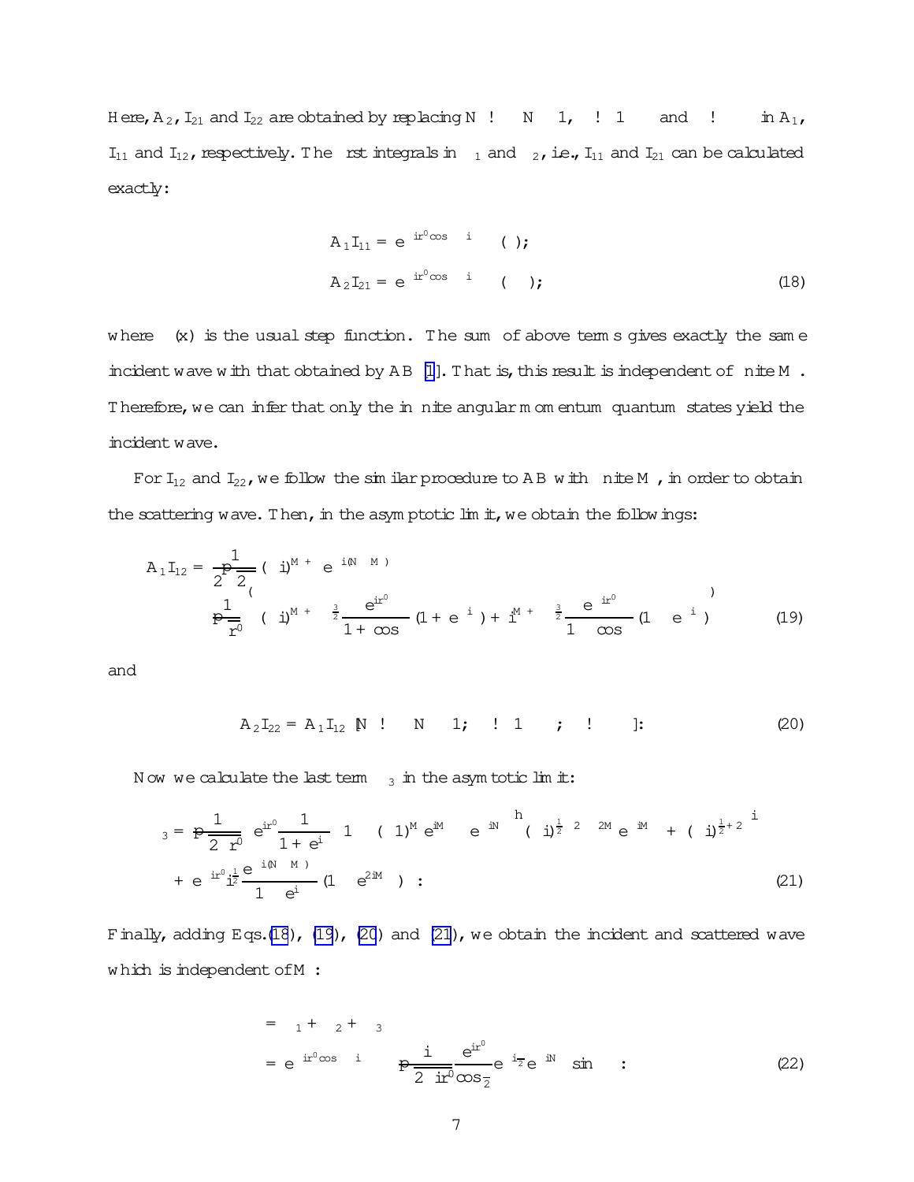Here, $A_2$, $I_{21}$ and $I_{22}$ are obtained by replacing $N \to -N-1$, $\alpha \to 1-\alpha$ and $\theta \to -\theta$ in $A_1$, $I_{11}$ and $I_{12}$, respectively. The first integrals in $\psi_1$ and $\psi_2$, i.e., $I_{11}$ and $I_{21}$ can be calculated exactly:

$$
\begin{aligned}
A_1 I_{11} &= e^{-ir'\cos\theta - i\alpha\theta}\,\Theta(\theta); \\
A_2 I_{21} &= e^{-ir'\cos\theta - i\alpha\theta}\,\Theta(-\theta);
\end{aligned}
\tag{18}
$$

where $\Theta(x)$ is the usual step function. The sum of above terms gives exactly the same incident wave with that obtained by AB [1]. That is, this result is independent of finite $M$. Therefore, we can infer that only the infinite angular momentum quantum states yield the incident wave.

For $I_{12}$ and $I_{22}$, we follow the similar procedure to AB with finite $M$, in order to obtain the scattering wave. Then, in the asymptotic limit, we obtain the followings:

$$
\begin{aligned}
A_1 I_{12} = \frac{1}{2\sqrt{2\pi}}(-i)^{M+\alpha} e^{i(N-M)\theta}
&\left\{ \frac{1}{\sqrt{r'}}\left[ (-i)^{M+\alpha-\frac{3}{2}}\frac{e^{ir'}}{1+\cos\theta}\left(1+e^{-i\theta}\right) + i^{M+\alpha-\frac{3}{2}}\frac{e^{-ir'}}{1-\cos\theta}\left(1-e^{-i\theta}\right)\right]\right\}
\end{aligned}
\tag{19}
$$

and

$$
A_2 I_{22} = A_1 I_{12}\left[N \to -N-1;\ \alpha \to 1-\alpha;\ \theta \to -\theta\right].
\tag{20}
$$

Now we calculate the last term $\psi_3$ in the asymtotic limit:

$$
\begin{aligned}
\psi_3 = \frac{1}{\sqrt{2\pi r'}}\, e^{ir'}\frac{1}{1+e^{i\theta}}\left\{1-(-1)^M e^{iM\theta}\right\} e^{-iN\theta}\left[(-i)^{\frac{1}{2}-2\alpha-2M} e^{-iM\theta} + (-i)^{\frac{1}{2}+2\alpha}\right] \\
+\, e^{-ir'} i^{\frac{1}{2}}\frac{e^{-i(N-M)\theta}}{1-e^{i\theta}}\left(1-e^{2iM\theta}\right) .
\end{aligned}
\tag{21}
$$

Finally, adding Eqs.(18), (19), (20) and (21), we obtain the incident and scattered wave which is independent of $M$:

$$
\begin{aligned}
\psi &= \psi_1 + \psi_2 + \psi_3 \\
&= e^{-ir'\cos\theta - i\alpha\theta} - \frac{i}{\sqrt{2\pi i r'}}\frac{e^{ir'}}{\cos\frac{\theta}{2}} e^{-i\frac{\theta}{2}} e^{-iN\theta}\sin\pi\alpha .
\end{aligned}
\tag{22}
$$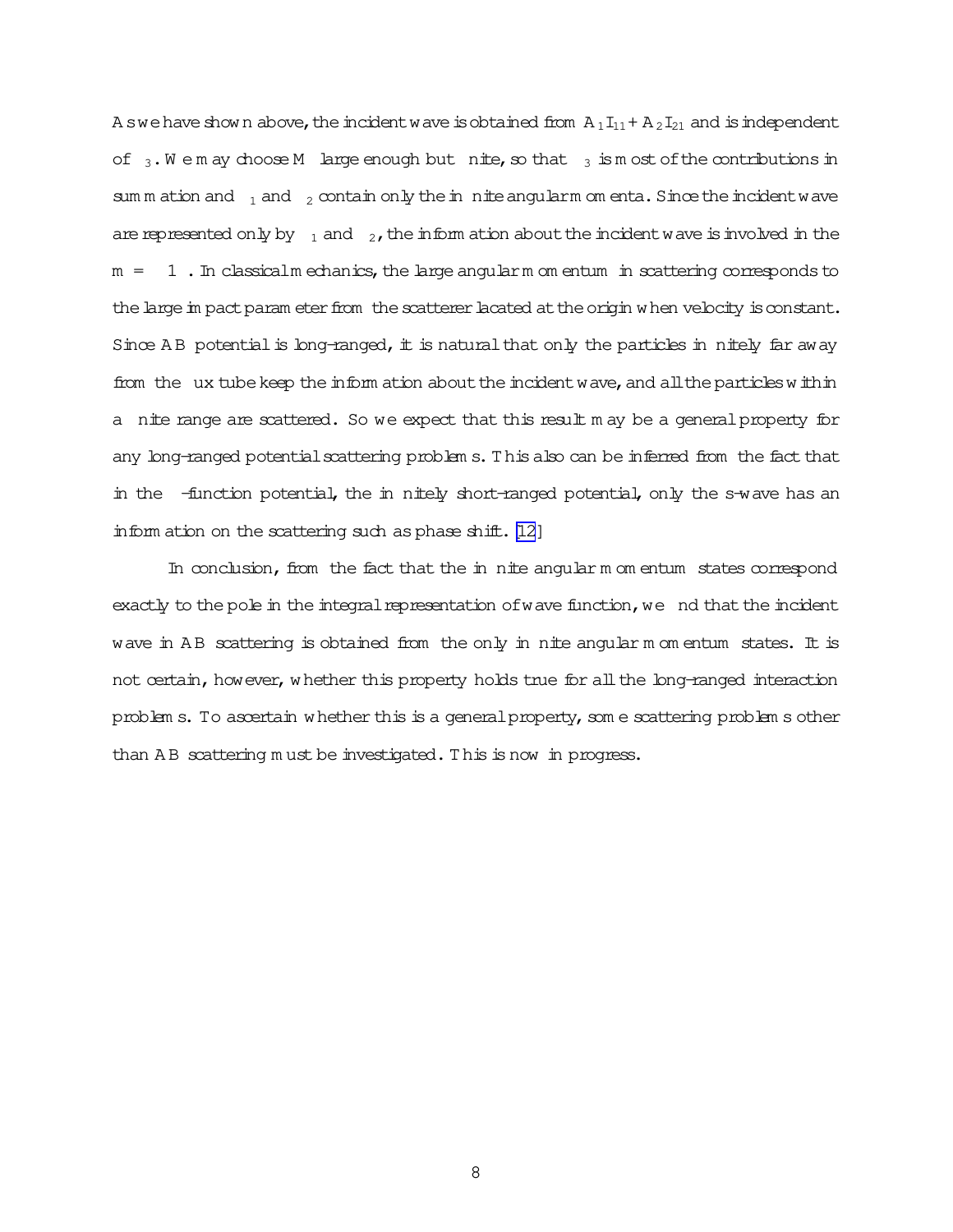As we have shown above, the incident wave is obtained from $A_1 I_{11} + A_2 I_{21}$ and is independent of $\psi_3$. We may choose $M$ large enough but finite, so that $\psi_3$ is most of the contributions in summation and $\psi_1$ and $\psi_2$ contain only the infinite angular momenta. Since the incident wave are represented only by $\psi_1$ and $\psi_2$, the information about the incident wave is involved in the $m = \pm\infty$. In classical mechanics, the large angular momentum in scattering corresponds to the large impact parameter from the scatterer lacated at the origin when velocity is constant. Since AB potential is long-ranged, it is natural that only the particles infinitely far away from the flux tube keep the information about the incident wave, and all the particles within a finite range are scattered. So we expect that this result may be a general property for any long-ranged potential scattering problems. This also can be inferred from the fact that in the $\delta$-function potential, the infinitely short-ranged potential, only the s-wave has an information on the scattering such as phase shift. [12]

In conclusion, from the fact that the infinite angular momentum states correspond exactly to the pole in the integral representation of wave function, we find that the incident wave in AB scattering is obtained from the only infinite angular momentum states. It is not certain, however, whether this property holds true for all the long-ranged interaction problems. To ascertain whether this is a general property, some scattering problems other than AB scattering must be investigated. This is now in progress.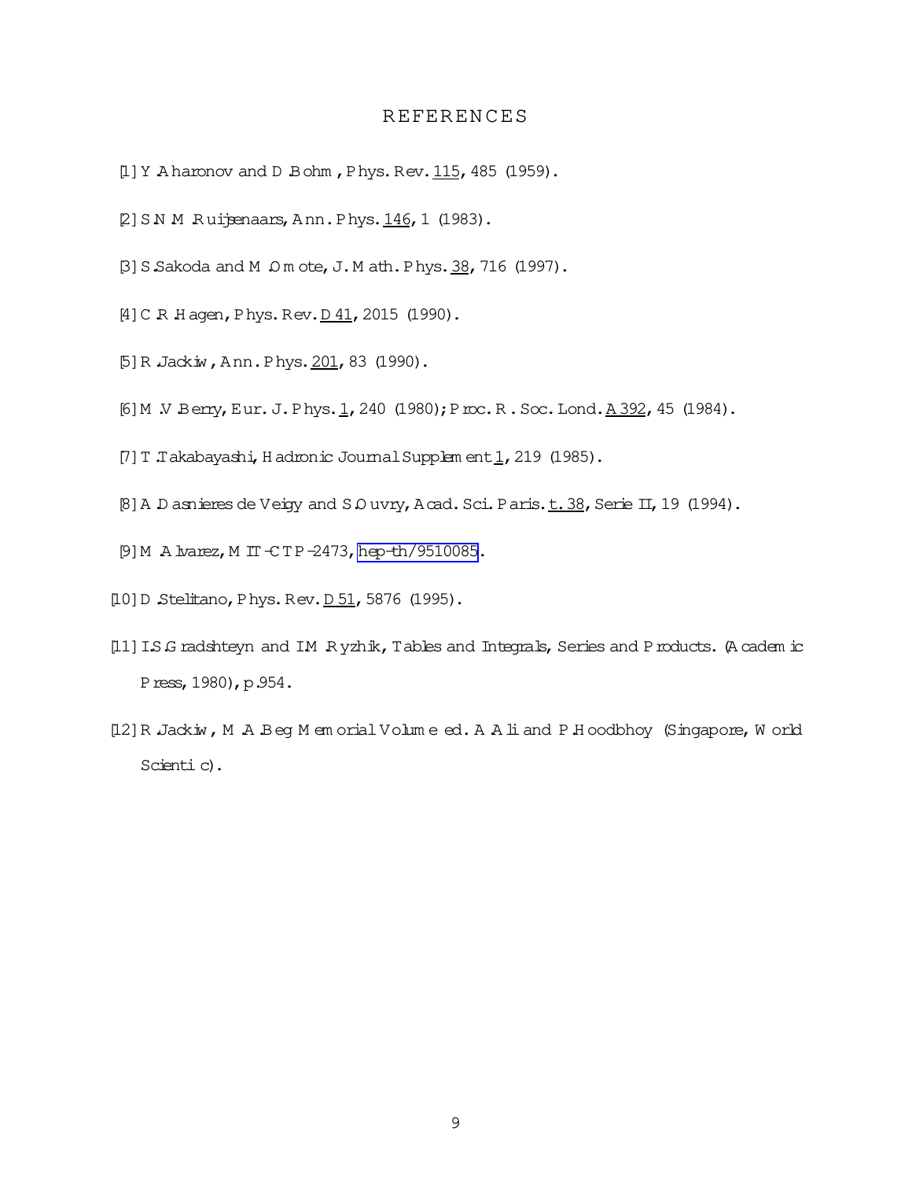# REFERENCES

[1] Y. Aharonov and D. Bohm, Phys. Rev. 115, 485 (1959).

[2] S.N.M. Ruijsenaars, Ann. Phys. 146, 1 (1983).

[3] S. Sakoda and M. Omote, J. Math. Phys. 38, 716 (1997).

[4] C.R. Hagen, Phys. Rev. D 41, 2015 (1990).

[5] R. Jackiw, Ann. Phys. 201, 83 (1990).

[6] M.V. Berry, Eur. J. Phys. 1, 240 (1980); Proc. R. Soc. Lond. A 392, 45 (1984).

[7] T. Takabayashi, Hadronic Journal Supplement 1, 219 (1985).

[8] A. Dasnieres de Veigy and S. Ouvry, Acad. Sci. Paris. t. 38, Serie II, 19 (1994).

[9] M. Alvarez, MIT-CTP-2473, hep-th/9510085.

[10] D. Stelitano, Phys. Rev. D 51, 5876 (1995).

[11] I.S. Gradshteyn and I.M. Ryzhik, Tables and Integrals, Series and Products. (Academic Press, 1980), p.954.

[12] R. Jackiw, M.A. Beg Memorial Volume ed. A. Ali and P. Hoodbhoy (Singapore, World Scientific).